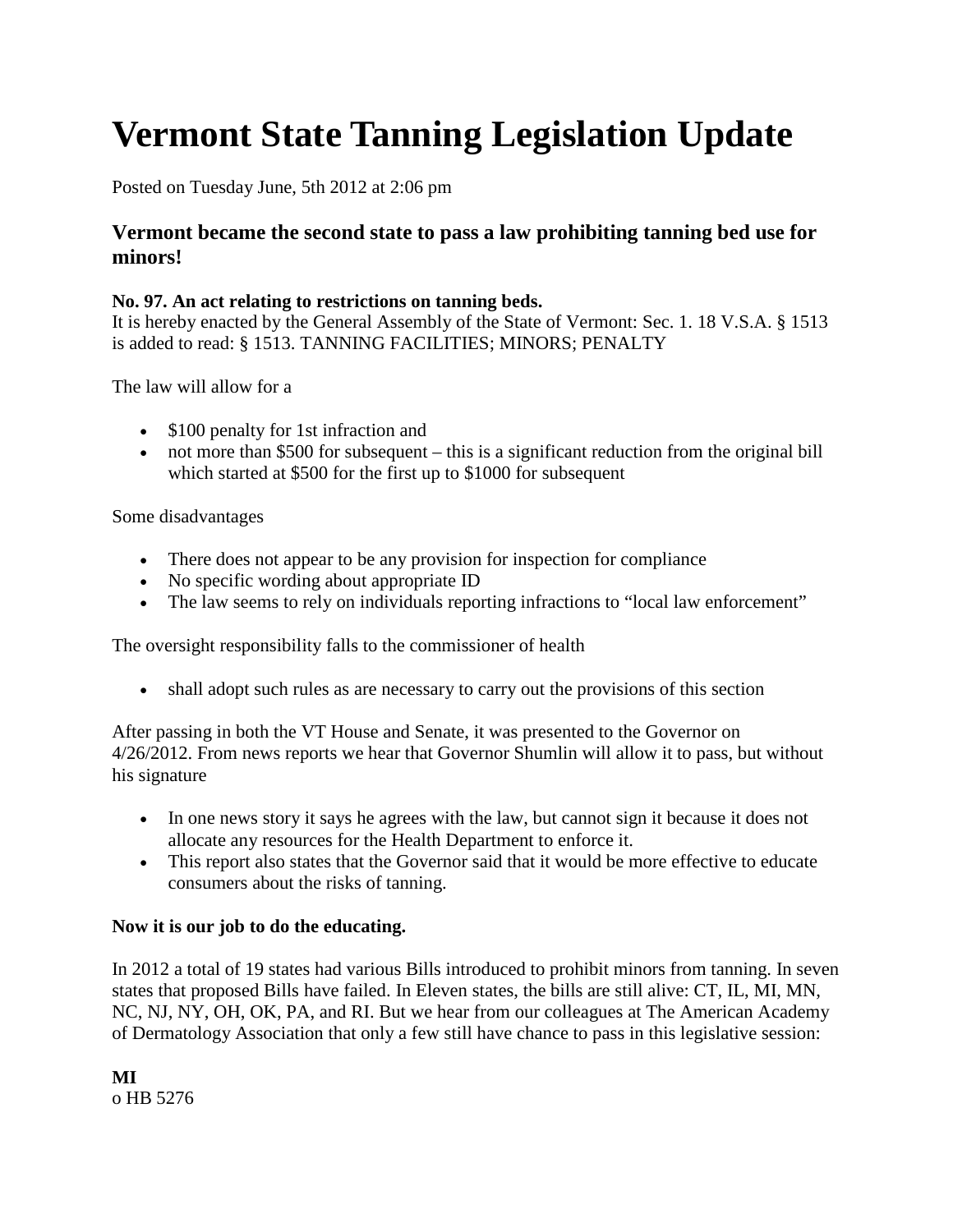# Vermont State Tanning Legislation Update

Posted on Tuesday June, 5th 2012 at 2:06 pm

### Vermont became the second state to pass a law prohibiting tanning bed use for minors!

**No. 97. An act relating to restrictions on tanning beds.**
It is hereby enacted by the General Assembly of the State of Vermont: Sec. 1. 18 V.S.A. § 1513 is added to read: § 1513. TANNING FACILITIES; MINORS; PENALTY

The law will allow for a

- $100 penalty for 1st infraction and
- not more than $500 for subsequent – this is a significant reduction from the original bill which started at $500 for the first up to $1000 for subsequent

Some disadvantages

- There does not appear to be any provision for inspection for compliance
- No specific wording about appropriate ID
- The law seems to rely on individuals reporting infractions to "local law enforcement"

The oversight responsibility falls to the commissioner of health

- shall adopt such rules as are necessary to carry out the provisions of this section

After passing in both the VT House and Senate, it was presented to the Governor on 4/26/2012. From news reports we hear that Governor Shumlin will allow it to pass, but without his signature

- In one news story it says he agrees with the law, but cannot sign it because it does not allocate any resources for the Health Department to enforce it.
- This report also states that the Governor said that it would be more effective to educate consumers about the risks of tanning.

**Now it is our job to do the educating.**

In 2012 a total of 19 states had various Bills introduced to prohibit minors from tanning. In seven states that proposed Bills have failed. In Eleven states, the bills are still alive: CT, IL, MI, MN, NC, NJ, NY, OH, OK, PA, and RI. But we hear from our colleagues at The American Academy of Dermatology Association that only a few still have chance to pass in this legislative session:

**MI**
o HB 5276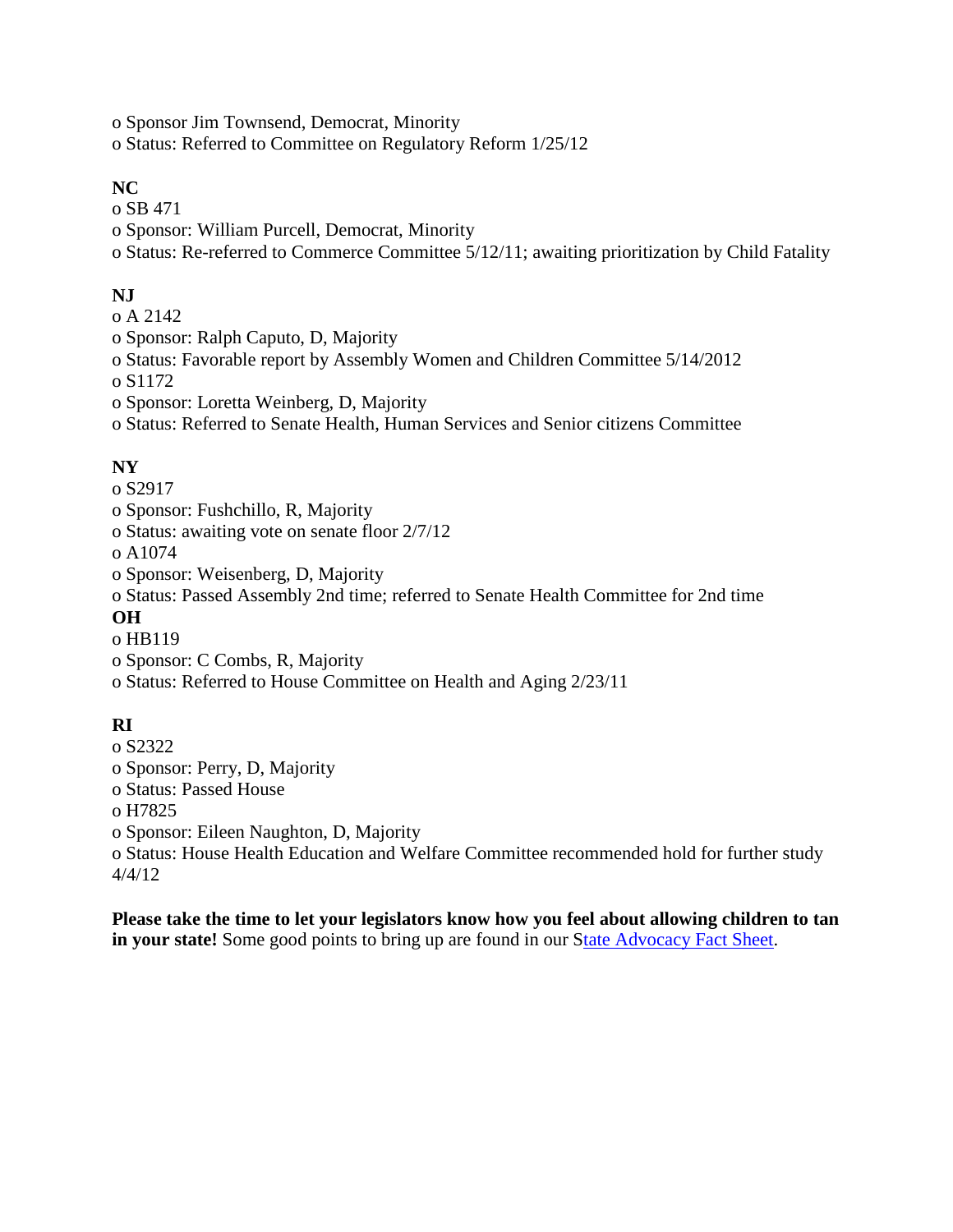o Sponsor Jim Townsend, Democrat, Minority
o Status: Referred to Committee on Regulatory Reform 1/25/12

**NC**
o SB 471
o Sponsor: William Purcell, Democrat, Minority
o Status: Re-referred to Commerce Committee 5/12/11; awaiting prioritization by Child Fatality

**NJ**
o A 2142
o Sponsor: Ralph Caputo, D, Majority
o Status: Favorable report by Assembly Women and Children Committee 5/14/2012
o S1172
o Sponsor: Loretta Weinberg, D, Majority
o Status: Referred to Senate Health, Human Services and Senior citizens Committee

**NY**
o S2917
o Sponsor: Fushchillo, R, Majority
o Status: awaiting vote on senate floor 2/7/12
o A1074
o Sponsor: Weisenberg, D, Majority
o Status: Passed Assembly 2nd time; referred to Senate Health Committee for 2nd time

**OH**
o HB119
o Sponsor: C Combs, R, Majority
o Status: Referred to House Committee on Health and Aging 2/23/11

**RI**
o S2322
o Sponsor: Perry, D, Majority
o Status: Passed House
o H7825
o Sponsor: Eileen Naughton, D, Majority
o Status: House Health Education and Welfare Committee recommended hold for further study 4/4/12

**Please take the time to let your legislators know how you feel about allowing children to tan in your state!** Some good points to bring up are found in our State Advocacy Fact Sheet.